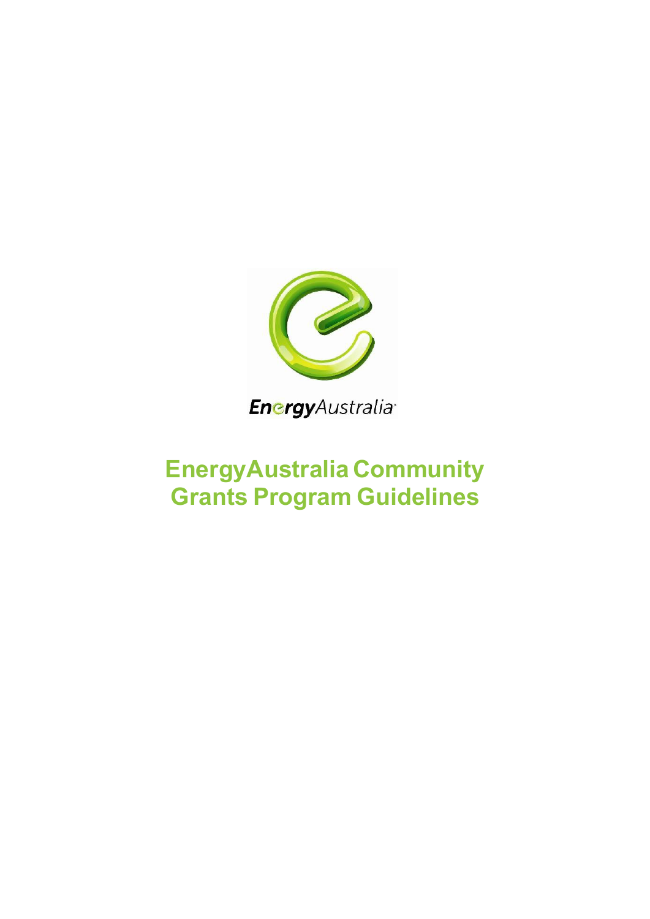EnergyAustralia

# EnergyAustralia Community Grants Program Guidelines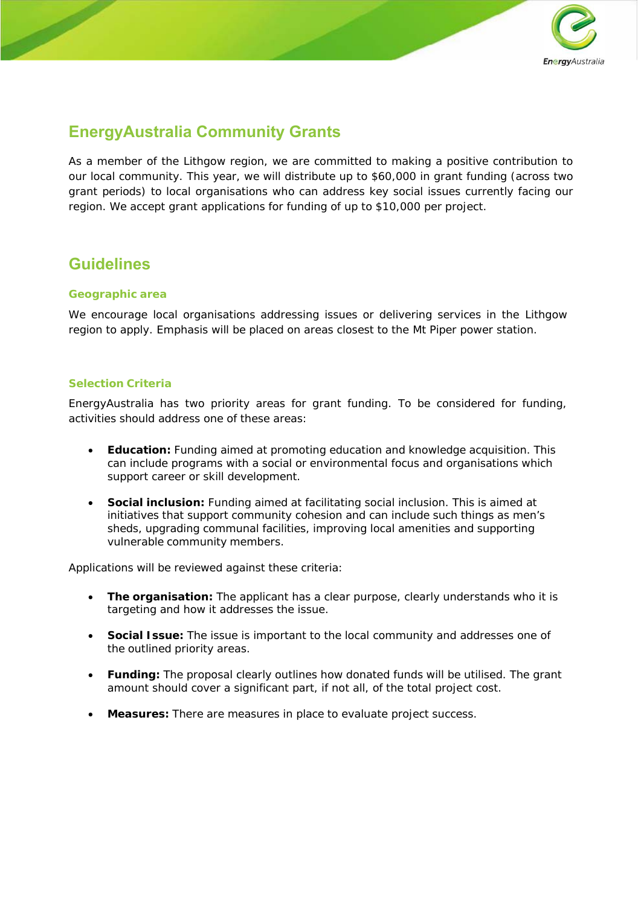## EnergyAustralia Community Grants

As a member of the Lithgow region, we are committed to making a positive contribution to our local community. This year, we will distribute up to $60,000 in grant funding (across two grant periods) to local organisations who can address key social issues currently facing our region. We accept grant applications for funding of up to $10,000 per project.

## Guidelines

### Geographic area

We encourage local organisations addressing issues or delivering services in the Lithgow region to apply. Emphasis will be placed on areas closest to the Mt Piper power station.

### Selection Criteria

EnergyAustralia has two priority areas for grant funding. To be considered for funding, activities should address one of these areas:

- **Education:** Funding aimed at promoting education and knowledge acquisition. This can include programs with a social or environmental focus and organisations which support career or skill development.
- **Social inclusion:** Funding aimed at facilitating social inclusion. This is aimed at initiatives that support community cohesion and can include such things as men's sheds, upgrading communal facilities, improving local amenities and supporting vulnerable community members.

Applications will be reviewed against these criteria:

- **The organisation:** The applicant has a clear purpose, clearly understands who it is targeting and how it addresses the issue.
- **Social Issue:** The issue is important to the local community and addresses one of the outlined priority areas.
- **Funding:** The proposal clearly outlines how donated funds will be utilised. The grant amount should cover a significant part, if not all, of the total project cost.
- **Measures:** There are measures in place to evaluate project success.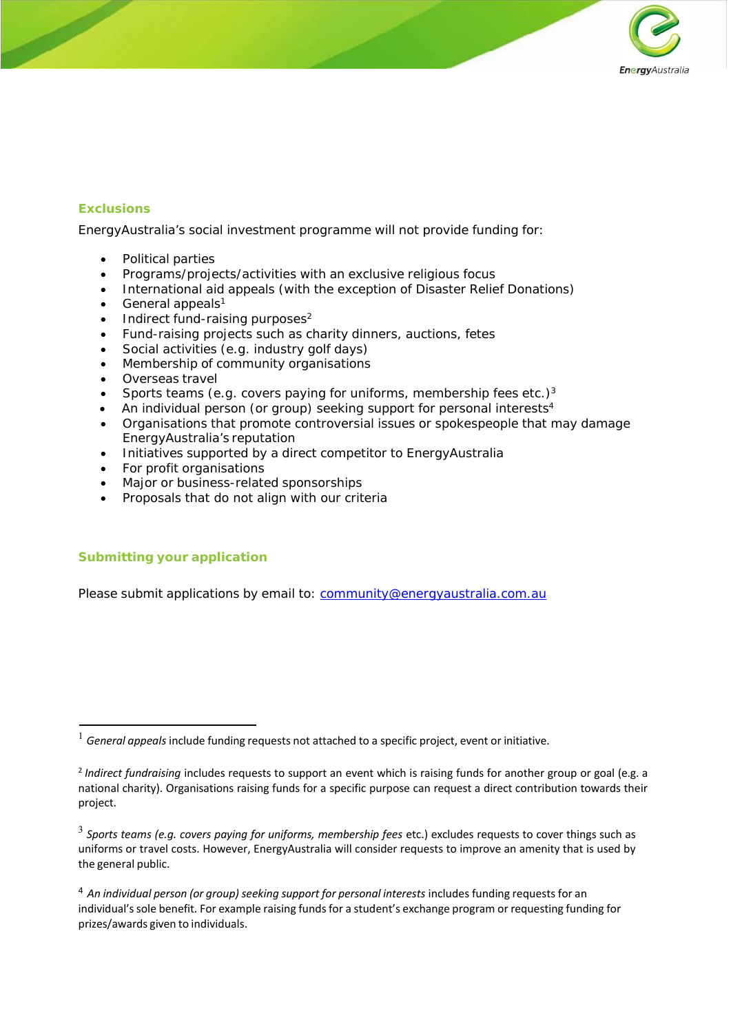## Exclusions

EnergyAustralia's social investment programme will not provide funding for:

- Political parties
- Programs/projects/activities with an exclusive religious focus
- International aid appeals (with the exception of Disaster Relief Donations)
- General appeals[1]
- Indirect fund-raising purposes[2]
- Fund-raising projects such as charity dinners, auctions, fetes
- Social activities (e.g. industry golf days)
- Membership of community organisations
- Overseas travel
- Sports teams (e.g. covers paying for uniforms, membership fees etc.)[3]
- An individual person (or group) seeking support for personal interests[4]
- Organisations that promote controversial issues or spokespeople that may damage EnergyAustralia's reputation
- Initiatives supported by a direct competitor to EnergyAustralia
- For profit organisations
- Major or business-related sponsorships
- Proposals that do not align with our criteria

## Submitting your application

Please submit applications by email to: community@energyaustralia.com.au

---

[1] *General appeals* include funding requests not attached to a specific project, event or initiative.

[2] *Indirect fundraising* includes requests to support an event which is raising funds for another group or goal (e.g. a national charity). Organisations raising funds for a specific purpose can request a direct contribution towards their project.

[3] *Sports teams (e.g. covers paying for uniforms, membership fees* etc.) excludes requests to cover things such as uniforms or travel costs. However, EnergyAustralia will consider requests to improve an amenity that is used by the general public.

[4] *An individual person (or group) seeking support for personal interests* includes funding requests for an individual's sole benefit. For example raising funds for a student's exchange program or requesting funding for prizes/awards given to individuals.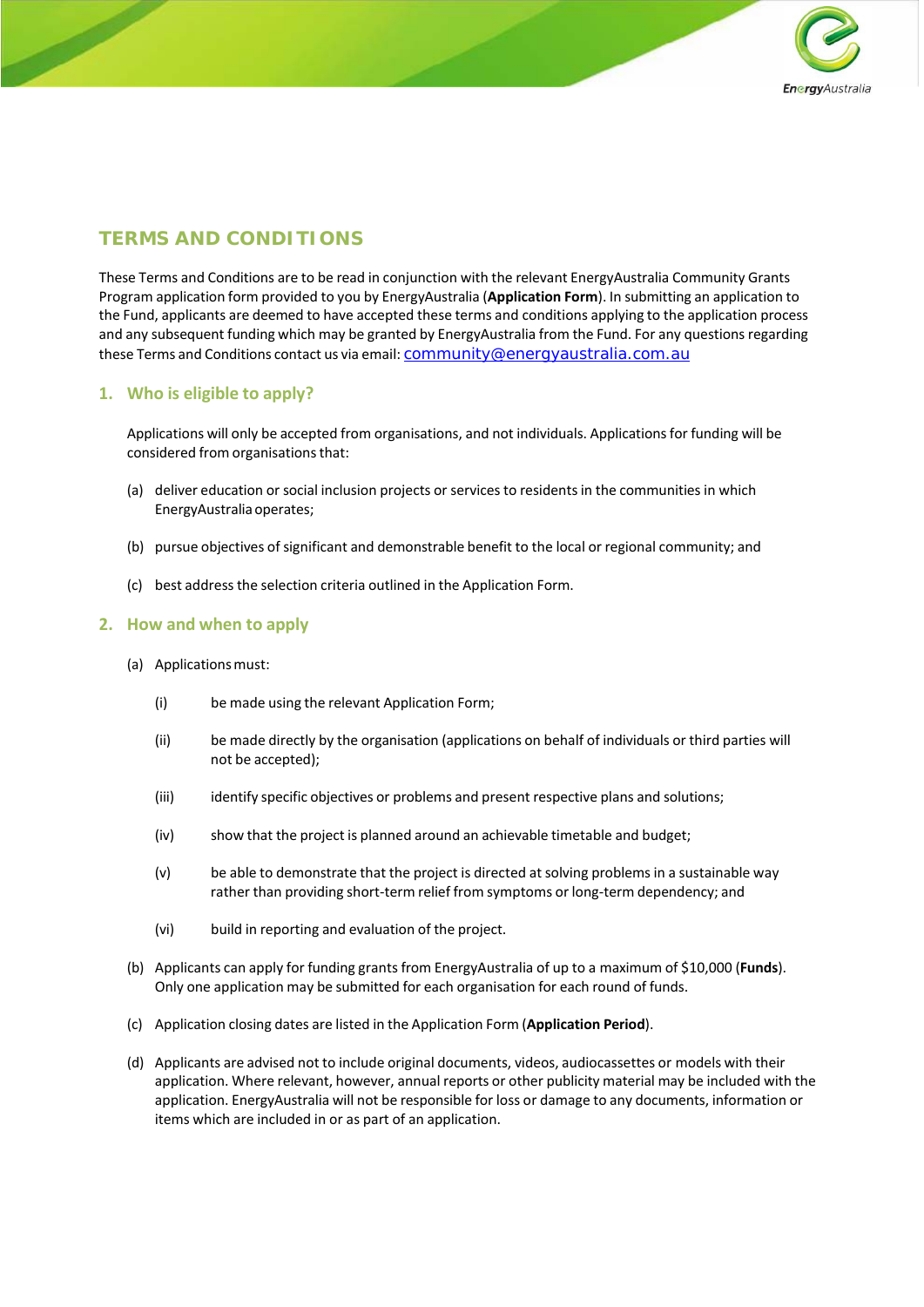# TERMS AND CONDITIONS

These Terms and Conditions are to be read in conjunction with the relevant EnergyAustralia Community Grants Program application form provided to you by EnergyAustralia (**Application Form**). In submitting an application to the Fund, applicants are deemed to have accepted these terms and conditions applying to the application process and any subsequent funding which may be granted by EnergyAustralia from the Fund. For any questions regarding these Terms and Conditions contact us via email: community@energyaustralia.com.au

## 1. Who is eligible to apply?

Applications will only be accepted from organisations, and not individuals. Applications for funding will be considered from organisations that:

(a) deliver education or social inclusion projects or services to residents in the communities in which EnergyAustralia operates;

(b) pursue objectives of significant and demonstrable benefit to the local or regional community; and

(c) best address the selection criteria outlined in the Application Form.

## 2. How and when to apply

(a) Applications must:

(i) be made using the relevant Application Form;

(ii) be made directly by the organisation (applications on behalf of individuals or third parties will not be accepted);

(iii) identify specific objectives or problems and present respective plans and solutions;

(iv) show that the project is planned around an achievable timetable and budget;

(v) be able to demonstrate that the project is directed at solving problems in a sustainable way rather than providing short-term relief from symptoms or long-term dependency; and

(vi) build in reporting and evaluation of the project.

(b) Applicants can apply for funding grants from EnergyAustralia of up to a maximum of $10,000 (**Funds**). Only one application may be submitted for each organisation for each round of funds.

(c) Application closing dates are listed in the Application Form (**Application Period**).

(d) Applicants are advised not to include original documents, videos, audiocassettes or models with their application. Where relevant, however, annual reports or other publicity material may be included with the application. EnergyAustralia will not be responsible for loss or damage to any documents, information or items which are included in or as part of an application.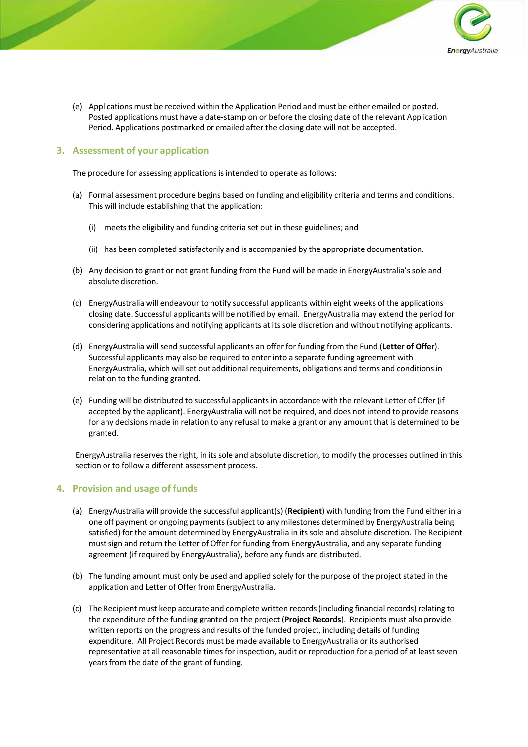(e) Applications must be received within the Application Period and must be either emailed or posted. Posted applications must have a date-stamp on or before the closing date of the relevant Application Period. Applications postmarked or emailed after the closing date will not be accepted.

## 3. Assessment of your application

The procedure for assessing applications is intended to operate as follows:

(a) Formal assessment procedure begins based on funding and eligibility criteria and terms and conditions. This will include establishing that the application:

  (i) meets the eligibility and funding criteria set out in these guidelines; and

  (ii) has been completed satisfactorily and is accompanied by the appropriate documentation.

(b) Any decision to grant or not grant funding from the Fund will be made in EnergyAustralia's sole and absolute discretion.

(c) EnergyAustralia will endeavour to notify successful applicants within eight weeks of the applications closing date. Successful applicants will be notified by email. EnergyAustralia may extend the period for considering applications and notifying applicants at its sole discretion and without notifying applicants.

(d) EnergyAustralia will send successful applicants an offer for funding from the Fund (**Letter of Offer**). Successful applicants may also be required to enter into a separate funding agreement with EnergyAustralia, which will set out additional requirements, obligations and terms and conditions in relation to the funding granted.

(e) Funding will be distributed to successful applicants in accordance with the relevant Letter of Offer (if accepted by the applicant). EnergyAustralia will not be required, and does not intend to provide reasons for any decisions made in relation to any refusal to make a grant or any amount that is determined to be granted.

EnergyAustralia reserves the right, in its sole and absolute discretion, to modify the processes outlined in this section or to follow a different assessment process.

## 4. Provision and usage of funds

(a) EnergyAustralia will provide the successful applicant(s) (**Recipient**) with funding from the Fund either in a one off payment or ongoing payments (subject to any milestones determined by EnergyAustralia being satisfied) for the amount determined by EnergyAustralia in its sole and absolute discretion. The Recipient must sign and return the Letter of Offer for funding from EnergyAustralia, and any separate funding agreement (if required by EnergyAustralia), before any funds are distributed.

(b) The funding amount must only be used and applied solely for the purpose of the project stated in the application and Letter of Offer from EnergyAustralia.

(c) The Recipient must keep accurate and complete written records (including financial records) relating to the expenditure of the funding granted on the project (**Project Records**). Recipients must also provide written reports on the progress and results of the funded project, including details of funding expenditure. All Project Records must be made available to EnergyAustralia or its authorised representative at all reasonable times for inspection, audit or reproduction for a period of at least seven years from the date of the grant of funding.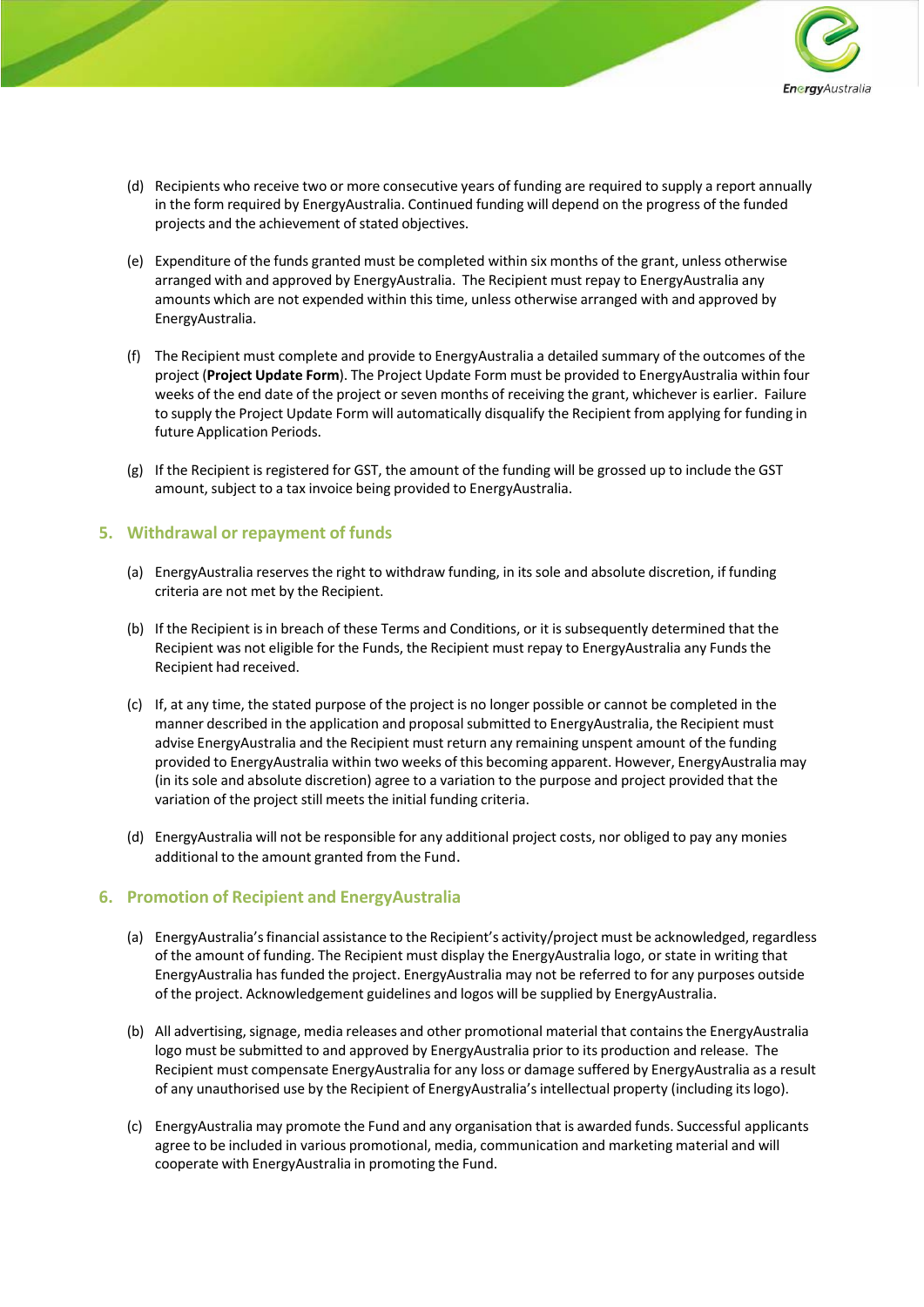(d) Recipients who receive two or more consecutive years of funding are required to supply a report annually in the form required by EnergyAustralia. Continued funding will depend on the progress of the funded projects and the achievement of stated objectives.

(e) Expenditure of the funds granted must be completed within six months of the grant, unless otherwise arranged with and approved by EnergyAustralia. The Recipient must repay to EnergyAustralia any amounts which are not expended within this time, unless otherwise arranged with and approved by EnergyAustralia.

(f) The Recipient must complete and provide to EnergyAustralia a detailed summary of the outcomes of the project (**Project Update Form**). The Project Update Form must be provided to EnergyAustralia within four weeks of the end date of the project or seven months of receiving the grant, whichever is earlier. Failure to supply the Project Update Form will automatically disqualify the Recipient from applying for funding in future Application Periods.

(g) If the Recipient is registered for GST, the amount of the funding will be grossed up to include the GST amount, subject to a tax invoice being provided to EnergyAustralia.

## 5. Withdrawal or repayment of funds

(a) EnergyAustralia reserves the right to withdraw funding, in its sole and absolute discretion, if funding criteria are not met by the Recipient.

(b) If the Recipient is in breach of these Terms and Conditions, or it is subsequently determined that the Recipient was not eligible for the Funds, the Recipient must repay to EnergyAustralia any Funds the Recipient had received.

(c) If, at any time, the stated purpose of the project is no longer possible or cannot be completed in the manner described in the application and proposal submitted to EnergyAustralia, the Recipient must advise EnergyAustralia and the Recipient must return any remaining unspent amount of the funding provided to EnergyAustralia within two weeks of this becoming apparent. However, EnergyAustralia may (in its sole and absolute discretion) agree to a variation to the purpose and project provided that the variation of the project still meets the initial funding criteria.

(d) EnergyAustralia will not be responsible for any additional project costs, nor obliged to pay any monies additional to the amount granted from the Fund.

## 6. Promotion of Recipient and EnergyAustralia

(a) EnergyAustralia's financial assistance to the Recipient's activity/project must be acknowledged, regardless of the amount of funding. The Recipient must display the EnergyAustralia logo, or state in writing that EnergyAustralia has funded the project. EnergyAustralia may not be referred to for any purposes outside of the project. Acknowledgement guidelines and logos will be supplied by EnergyAustralia.

(b) All advertising, signage, media releases and other promotional material that contains the EnergyAustralia logo must be submitted to and approved by EnergyAustralia prior to its production and release. The Recipient must compensate EnergyAustralia for any loss or damage suffered by EnergyAustralia as a result of any unauthorised use by the Recipient of EnergyAustralia's intellectual property (including its logo).

(c) EnergyAustralia may promote the Fund and any organisation that is awarded funds. Successful applicants agree to be included in various promotional, media, communication and marketing material and will cooperate with EnergyAustralia in promoting the Fund.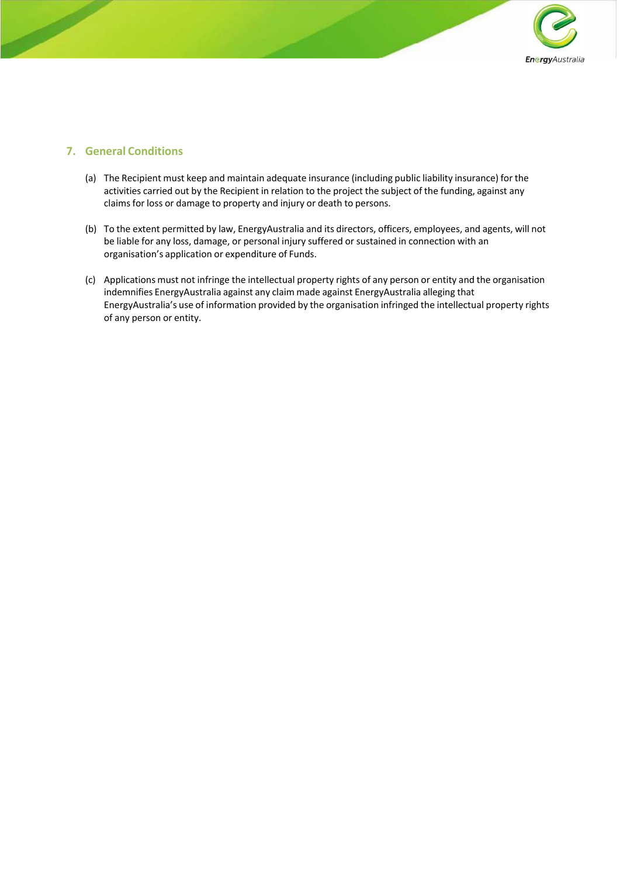## 7. General Conditions

(a) The Recipient must keep and maintain adequate insurance (including public liability insurance) for the activities carried out by the Recipient in relation to the project the subject of the funding, against any claims for loss or damage to property and injury or death to persons.

(b) To the extent permitted by law, EnergyAustralia and its directors, officers, employees, and agents, will not be liable for any loss, damage, or personal injury suffered or sustained in connection with an organisation's application or expenditure of Funds.

(c) Applications must not infringe the intellectual property rights of any person or entity and the organisation indemnifies EnergyAustralia against any claim made against EnergyAustralia alleging that EnergyAustralia's use of information provided by the organisation infringed the intellectual property rights of any person or entity.